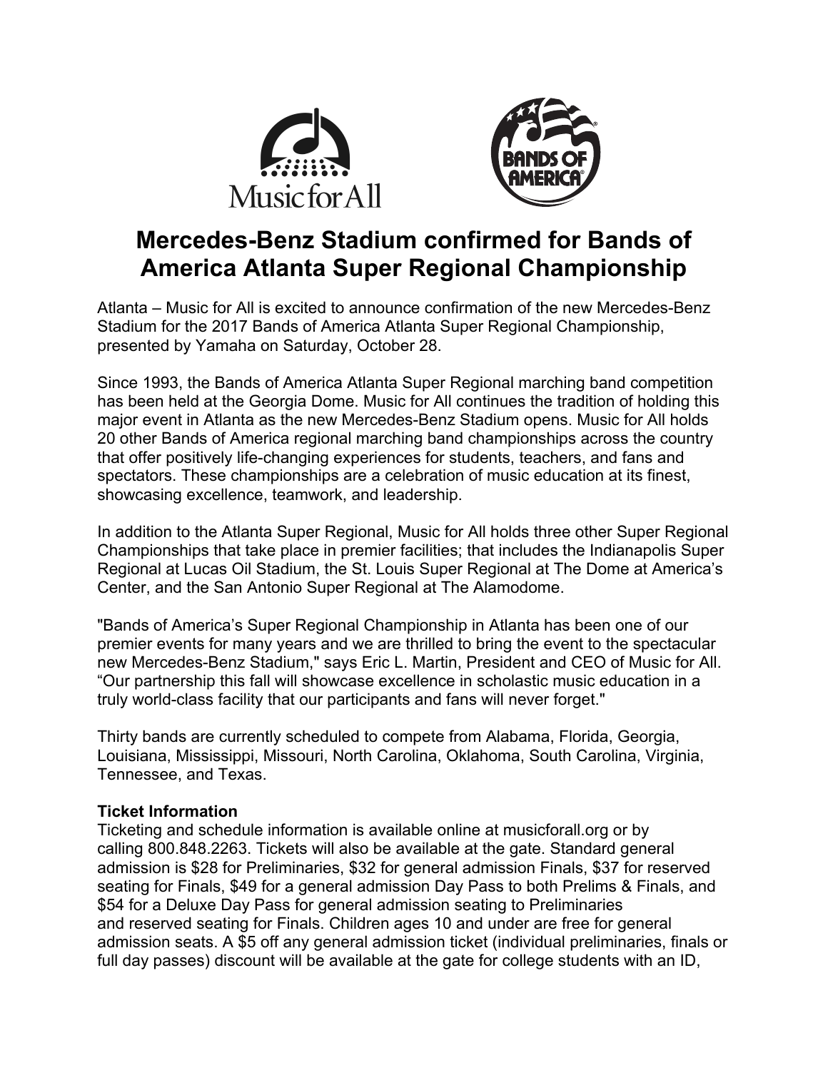# Mercedes-Benz Stadium confirmed for Bands of America Atlanta Super Regional Championship

Atlanta – Music for All is excited to announce confirmation of the new Mercedes-Benz Stadium for the 2017 Bands of America Atlanta Super Regional Championship, presented by Yamaha on Saturday, October 28.

Since 1993, the Bands of America Atlanta Super Regional marching band competition has been held at the Georgia Dome. Music for All continues the tradition of holding this major event in Atlanta as the new Mercedes-Benz Stadium opens. Music for All holds 20 other Bands of America regional marching band championships across the country that offer positively life-changing experiences for students, teachers, and fans and spectators. These championships are a celebration of music education at its finest, showcasing excellence, teamwork, and leadership.

In addition to the Atlanta Super Regional, Music for All holds three other Super Regional Championships that take place in premier facilities; that includes the Indianapolis Super Regional at Lucas Oil Stadium, the St. Louis Super Regional at The Dome at America's Center, and the San Antonio Super Regional at The Alamodome.

"Bands of America's Super Regional Championship in Atlanta has been one of our premier events for many years and we are thrilled to bring the event to the spectacular new Mercedes-Benz Stadium," says Eric L. Martin, President and CEO of Music for All. "Our partnership this fall will showcase excellence in scholastic music education in a truly world-class facility that our participants and fans will never forget."

Thirty bands are currently scheduled to compete from Alabama, Florida, Georgia, Louisiana, Mississippi, Missouri, North Carolina, Oklahoma, South Carolina, Virginia, Tennessee, and Texas.

**Ticket Information**

Ticketing and schedule information is available online at musicforall.org or by calling 800.848.2263. Tickets will also be available at the gate. Standard general admission is $28 for Preliminaries, $32 for general admission Finals, $37 for reserved seating for Finals, $49 for a general admission Day Pass to both Prelims & Finals, and $54 for a Deluxe Day Pass for general admission seating to Preliminaries and reserved seating for Finals. Children ages 10 and under are free for general admission seats. A $5 off any general admission ticket (individual preliminaries, finals or full day passes) discount will be available at the gate for college students with an ID,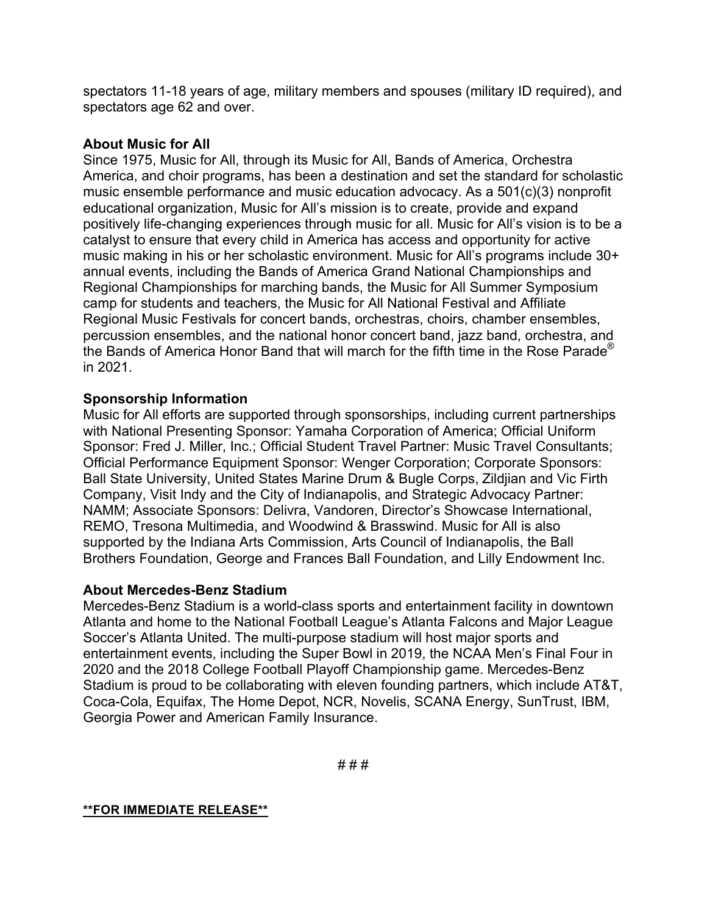spectators 11-18 years of age, military members and spouses (military ID required), and spectators age 62 and over.

**About Music for All**

Since 1975, Music for All, through its Music for All, Bands of America, Orchestra America, and choir programs, has been a destination and set the standard for scholastic music ensemble performance and music education advocacy. As a 501(c)(3) nonprofit educational organization, Music for All's mission is to create, provide and expand positively life-changing experiences through music for all. Music for All's vision is to be a catalyst to ensure that every child in America has access and opportunity for active music making in his or her scholastic environment. Music for All's programs include 30+ annual events, including the Bands of America Grand National Championships and Regional Championships for marching bands, the Music for All Summer Symposium camp for students and teachers, the Music for All National Festival and Affiliate Regional Music Festivals for concert bands, orchestras, choirs, chamber ensembles, percussion ensembles, and the national honor concert band, jazz band, orchestra, and the Bands of America Honor Band that will march for the fifth time in the Rose Parade® in 2021.

**Sponsorship Information**

Music for All efforts are supported through sponsorships, including current partnerships with National Presenting Sponsor: Yamaha Corporation of America; Official Uniform Sponsor: Fred J. Miller, Inc.; Official Student Travel Partner: Music Travel Consultants; Official Performance Equipment Sponsor: Wenger Corporation; Corporate Sponsors: Ball State University, United States Marine Drum & Bugle Corps, Zildjian and Vic Firth Company, Visit Indy and the City of Indianapolis, and Strategic Advocacy Partner: NAMM; Associate Sponsors: Delivra, Vandoren, Director's Showcase International, REMO, Tresona Multimedia, and Woodwind & Brasswind. Music for All is also supported by the Indiana Arts Commission, Arts Council of Indianapolis, the Ball Brothers Foundation, George and Frances Ball Foundation, and Lilly Endowment Inc.

**About Mercedes-Benz Stadium**

Mercedes-Benz Stadium is a world-class sports and entertainment facility in downtown Atlanta and home to the National Football League's Atlanta Falcons and Major League Soccer's Atlanta United. The multi-purpose stadium will host major sports and entertainment events, including the Super Bowl in 2019, the NCAA Men's Final Four in 2020 and the 2018 College Football Playoff Championship game. Mercedes-Benz Stadium is proud to be collaborating with eleven founding partners, which include AT&T, Coca-Cola, Equifax, The Home Depot, NCR, Novelis, SCANA Energy, SunTrust, IBM, Georgia Power and American Family Insurance.

# # #

**<u>**FOR IMMEDIATE RELEASE**</u>**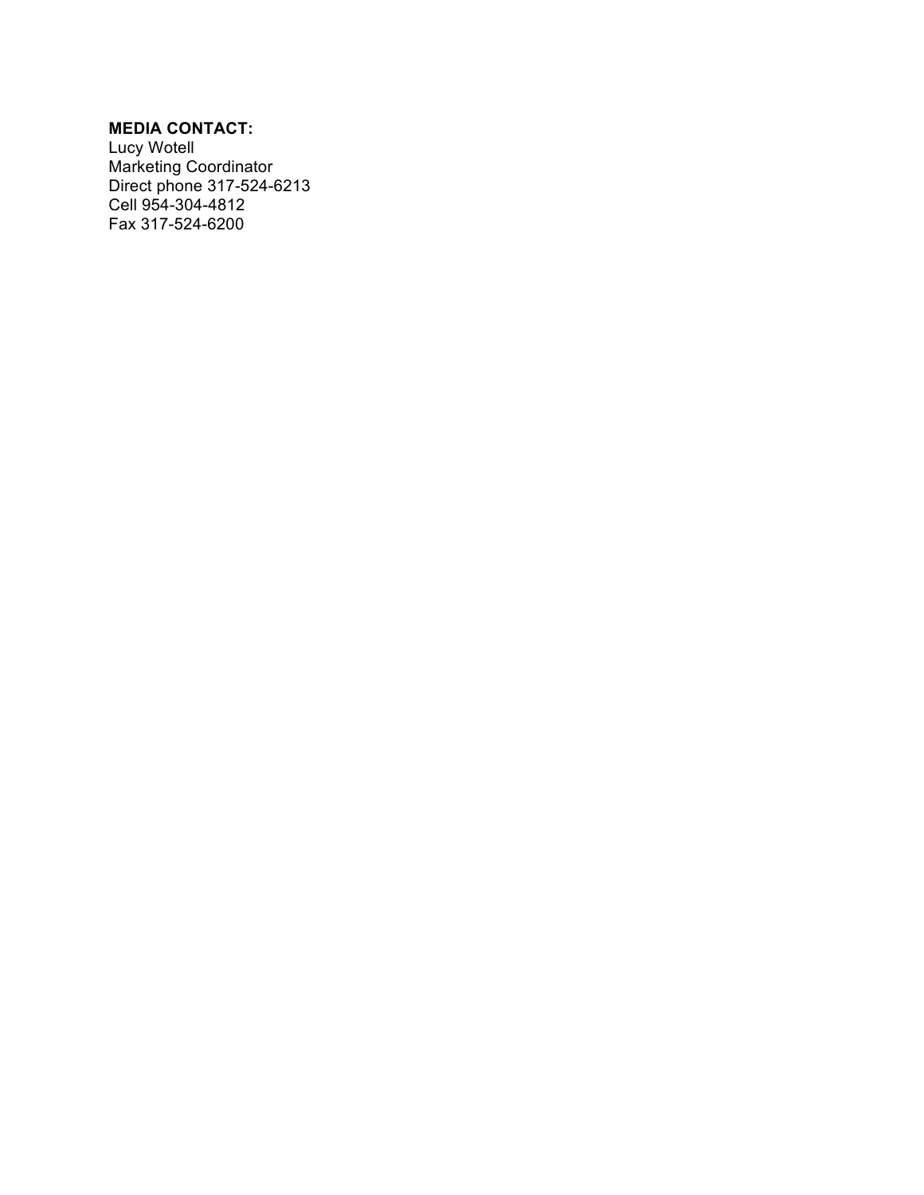**MEDIA CONTACT:**
Lucy Wotell
Marketing Coordinator
Direct phone 317-524-6213
Cell 954-304-4812
Fax 317-524-6200